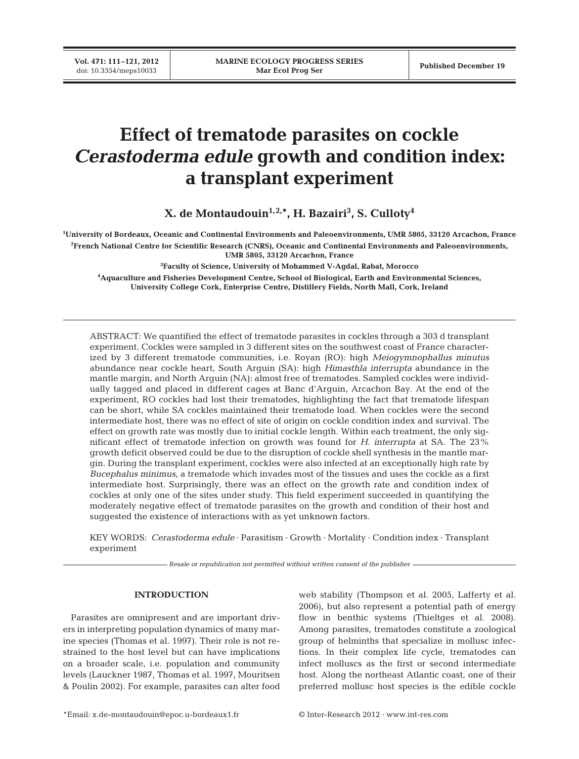# Effect of trematode parasites on cockle *Cerastoderma edule* growth and condition index: a transplant experiment

**X. de Montaudouin[1,2,*], H. Bazairi[3], S. Culloty[4]**

[1]University of Bordeaux, Oceanic and Continental Environments and Paleoenvironments, UMR 5805, 33120 Arcachon, France

[2]French National Centre for Scientific Research (CNRS), Oceanic and Continental Environments and Paleoenvironments, UMR 5805, 33120 Arcachon, France

[3]Faculty of Science, University of Mohammed V-Agdal, Rabat, Morocco

[4]Aquaculture and Fisheries Development Centre, School of Biological, Earth and Environmental Sciences, University College Cork, Enterprise Centre, Distillery Fields, North Mall, Cork, Ireland

ABSTRACT: We quantified the effect of trematode parasites in cockles through a 303 d transplant experiment. Cockles were sampled in 3 different sites on the southwest coast of France characterized by 3 different trematode communities, i.e. Royan (RO): high *Meiogymnophallus minutus* abundance near cockle heart, South Arguin (SA): high *Himasthla interrupta* abundance in the mantle margin, and North Arguin (NA): almost free of trematodes. Sampled cockles were individually tagged and placed in different cages at Banc d'Arguin, Arcachon Bay. At the end of the experiment, RO cockles had lost their trematodes, highlighting the fact that trematode lifespan can be short, while SA cockles maintained their trematode load. When cockles were the second intermediate host, there was no effect of site of origin on cockle condition index and survival. The effect on growth rate was mostly due to initial cockle length. Within each treatment, the only significant effect of trematode infection on growth was found for *H. interrupta* at SA. The 23% growth deficit observed could be due to the disruption of cockle shell synthesis in the mantle margin. During the transplant experiment, cockles were also infected at an exceptionally high rate by *Bucephalus minimus*, a trematode which invades most of the tissues and uses the cockle as a first intermediate host. Surprisingly, there was an effect on the growth rate and condition index of cockles at only one of the sites under study. This field experiment succeeded in quantifying the moderately negative effect of trematode parasites on the growth and condition of their host and suggested the existence of interactions with as yet unknown factors.

KEY WORDS: *Cerastoderma edule* · Parasitism · Growth · Mortality · Condition index · Transplant experiment

*Resale or republication not permitted without written consent of the publisher*

## INTRODUCTION

Parasites are omnipresent and are important drivers in interpreting population dynamics of many marine species (Thomas et al. 1997). Their role is not restrained to the host level but can have implications on a broader scale, i.e. population and community levels (Lauckner 1987, Thomas et al. 1997, Mouritsen & Poulin 2002). For example, parasites can alter food web stability (Thompson et al. 2005, Lafferty et al. 2006), but also represent a potential path of energy flow in benthic systems (Thieltges et al. 2008). Among parasites, trematodes constitute a zoological group of helminths that specialize in mollusc infections. In their complex life cycle, trematodes can infect molluscs as the first or second intermediate host. Along the northeast Atlantic coast, one of their preferred mollusc host species is the edible cockle

*Email: x.de-montaudouin@epoc.u-bordeaux1.fr

© Inter-Research 2012 · www.int-res.com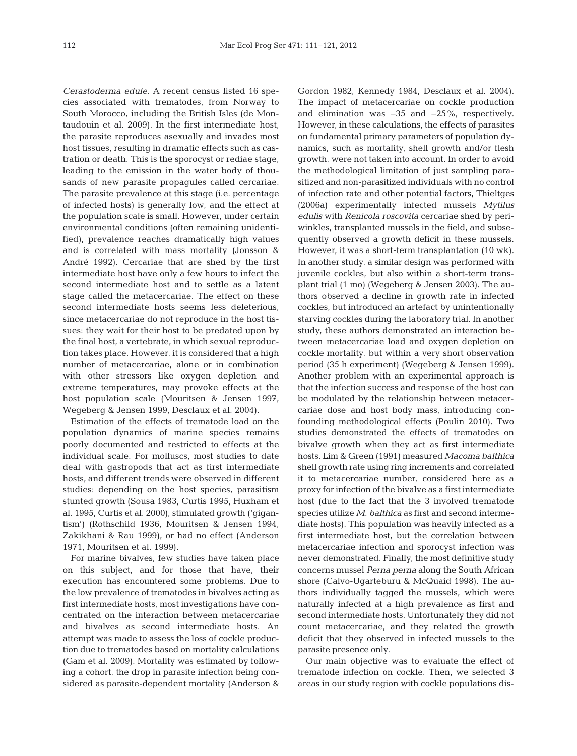*Cerastoderma edule*. A recent census listed 16 species associated with trematodes, from Norway to South Morocco, including the British Isles (de Montaudouin et al. 2009). In the first intermediate host, the parasite reproduces asexually and invades most host tissues, resulting in dramatic effects such as castration or death. This is the sporocyst or rediae stage, leading to the emission in the water body of thousands of new parasite propagules called cercariae. The parasite prevalence at this stage (i.e. percentage of infected hosts) is generally low, and the effect at the population scale is small. However, under certain environmental conditions (often remaining unidentified), prevalence reaches dramatically high values and is correlated with mass mortality (Jonsson & André 1992). Cercariae that are shed by the first intermediate host have only a few hours to infect the second intermediate host and to settle as a latent stage called the metacercariae. The effect on these second intermediate hosts seems less deleterious, since metacercariae do not reproduce in the host tissues: they wait for their host to be predated upon by the final host, a vertebrate, in which sexual reproduction takes place. However, it is considered that a high number of metacercariae, alone or in combination with other stressors like oxygen depletion and extreme temperatures, may provoke effects at the host population scale (Mouritsen & Jensen 1997, Wegeberg & Jensen 1999, Desclaux et al. 2004).

Estimation of the effects of trematode load on the population dynamics of marine species remains poorly documented and restricted to effects at the individual scale. For molluscs, most studies to date deal with gastropods that act as first intermediate hosts, and different trends were observed in different studies: depending on the host species, parasitism stunted growth (Sousa 1983, Curtis 1995, Huxham et al. 1995, Curtis et al. 2000), stimulated growth ('gigantism') (Rothschild 1936, Mouritsen & Jensen 1994, Zakikhani & Rau 1999), or had no effect (Anderson 1971, Mouritsen et al. 1999).

For marine bivalves, few studies have taken place on this subject, and for those that have, their execution has encountered some problems. Due to the low prevalence of trematodes in bivalves acting as first intermediate hosts, most investigations have concentrated on the interaction between metacercariae and bivalves as second intermediate hosts. An attempt was made to assess the loss of cockle production due to trematodes based on mortality calculations (Gam et al. 2009). Mortality was estimated by following a cohort, the drop in parasite infection being considered as parasite-dependent mortality (Anderson & Gordon 1982, Kennedy 1984, Desclaux et al. 2004). The impact of metacercariae on cockle production and elimination was −35 and −25%, respectively. However, in these calculations, the effects of parasites on fundamental primary parameters of population dynamics, such as mortality, shell growth and/or flesh growth, were not taken into account. In order to avoid the methodological limitation of just sampling parasitized and non-parasitized individuals with no control of infection rate and other potential factors, Thieltges (2006a) experimentally infected mussels *Mytilus edulis* with *Renicola roscovita* cercariae shed by periwinkles, transplanted mussels in the field, and subsequently observed a growth deficit in these mussels. However, it was a short-term transplantation (10 wk). In another study, a similar design was performed with juvenile cockles, but also within a short-term transplant trial (1 mo) (Wegeberg & Jensen 2003). The authors observed a decline in growth rate in infected cockles, but introduced an artefact by unintentionally starving cockles during the laboratory trial. In another study, these authors demonstrated an interaction between metacercariae load and oxygen depletion on cockle mortality, but within a very short observation period (35 h experiment) (Wegeberg & Jensen 1999). Another problem with an experimental approach is that the infection success and response of the host can be modulated by the relationship between metacercariae dose and host body mass, introducing confounding methodological effects (Poulin 2010). Two studies demonstrated the effects of trematodes on bivalve growth when they act as first intermediate hosts. Lim & Green (1991) measured *Macoma balthica* shell growth rate using ring increments and correlated it to metacercariae number, considered here as a proxy for infection of the bivalve as a first intermediate host (due to the fact that the 3 involved trematode species utilize *M. balthica* as first and second intermediate hosts). This population was heavily infected as a first intermediate host, but the correlation between metacercariae infection and sporocyst infection was never demonstrated. Finally, the most definitive study concerns mussel *Perna perna* along the South African shore (Calvo-Ugarteburu & McQuaid 1998). The authors individually tagged the mussels, which were naturally infected at a high prevalence as first and second intermediate hosts. Unfortunately they did not count metacercariae, and they related the growth deficit that they observed in infected mussels to the parasite presence only.

Our main objective was to evaluate the effect of trematode infection on cockle. Then, we selected 3 areas in our study region with cockle populations dis-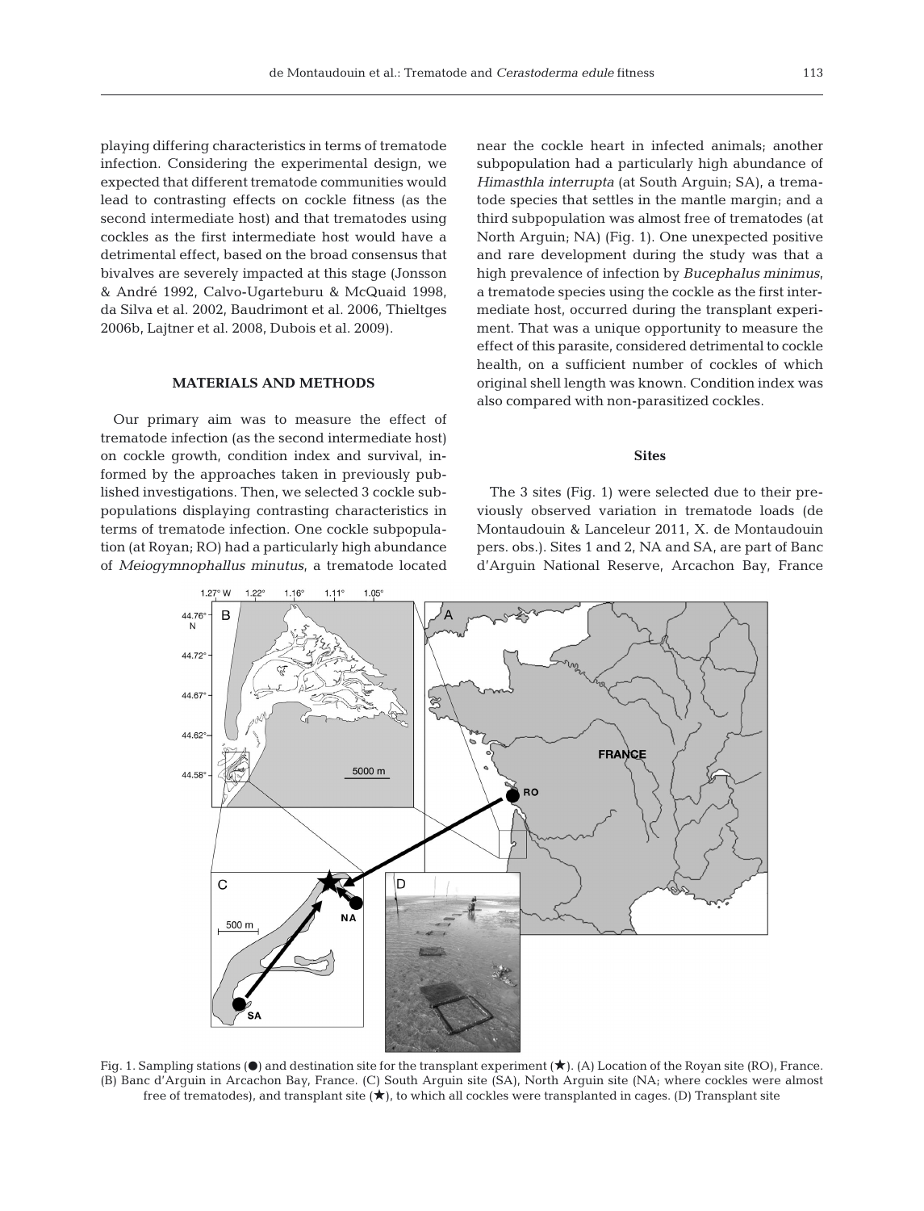playing differing characteristics in terms of trematode infection. Considering the experimental design, we expected that different trematode communities would lead to contrasting effects on cockle fitness (as the second intermediate host) and that trematodes using cockles as the first intermediate host would have a detrimental effect, based on the broad consensus that bivalves are severely impacted at this stage (Jonsson & André 1992, Calvo-Ugarteburu & McQuaid 1998, da Silva et al. 2002, Baudrimont et al. 2006, Thieltges 2006b, Lajtner et al. 2008, Dubois et al. 2009).

## MATERIALS AND METHODS

Our primary aim was to measure the effect of trematode infection (as the second intermediate host) on cockle growth, condition index and survival, informed by the approaches taken in previously published investigations. Then, we selected 3 cockle subpopulations displaying contrasting characteristics in terms of trematode infection. One cockle subpopulation (at Royan; RO) had a particularly high abundance of *Meiogymnophallus minutus*, a trematode located near the cockle heart in infected animals; another subpopulation had a particularly high abundance of *Himasthla interrupta* (at South Arguin; SA), a trematode species that settles in the mantle margin; and a third subpopulation was almost free of trematodes (at North Arguin; NA) (Fig. 1). One unexpected positive and rare development during the study was that a high prevalence of infection by *Bucephalus minimus*, a trematode species using the cockle as the first intermediate host, occurred during the transplant experiment. That was a unique opportunity to measure the effect of this parasite, considered detrimental to cockle health, on a sufficient number of cockles of which original shell length was known. Condition index was also compared with non-parasitized cockles.

### Sites

The 3 sites (Fig. 1) were selected due to their previously observed variation in trematode loads (de Montaudouin & Lanceleur 2011, X. de Montaudouin pers. obs.). Sites 1 and 2, NA and SA, are part of Banc d'Arguin National Reserve, Arcachon Bay, France

Fig. 1. Sampling stations (●) and destination site for the transplant experiment (★). (A) Location of the Royan site (RO), France. (B) Banc d'Arguin in Arcachon Bay, France. (C) South Arguin site (SA), North Arguin site (NA; where cockles were almost free of trematodes), and transplant site (★), to which all cockles were transplanted in cages. (D) Transplant site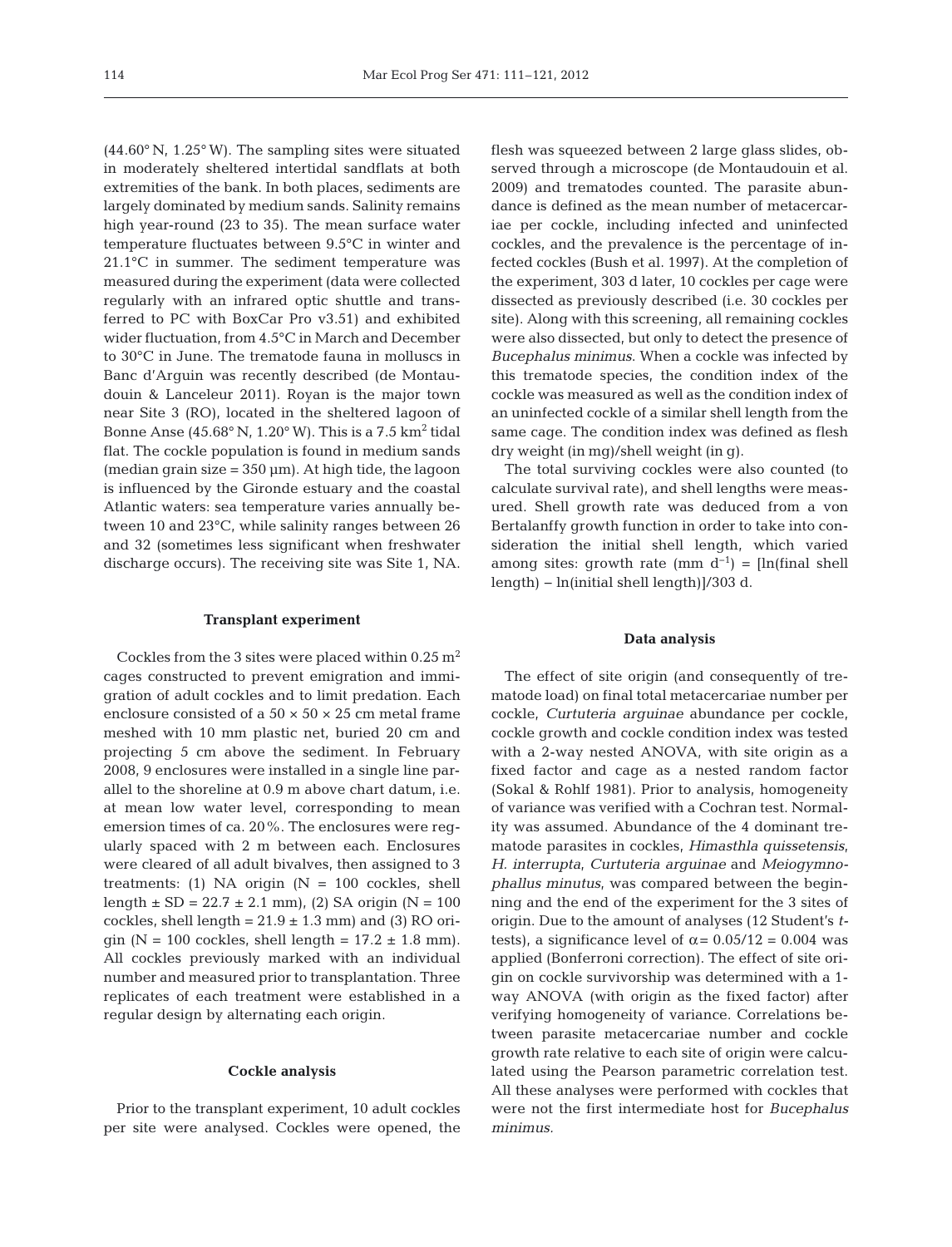(44.60° N, 1.25° W). The sampling sites were situated in moderately sheltered intertidal sandflats at both extremities of the bank. In both places, sediments are largely dominated by medium sands. Salinity remains high year-round (23 to 35). The mean surface water temperature fluctuates between 9.5°C in winter and 21.1°C in summer. The sediment temperature was measured during the experiment (data were collected regularly with an infrared optic shuttle and transferred to PC with BoxCar Pro v3.51) and exhibited wider fluctuation, from 4.5°C in March and December to 30°C in June. The trematode fauna in molluscs in Banc d'Arguin was recently described (de Montaudouin & Lanceleur 2011). Royan is the major town near Site 3 (RO), located in the sheltered lagoon of Bonne Anse (45.68° N, 1.20° W). This is a 7.5 $km^2$ tidal flat. The cockle population is found in medium sands (median grain size = 350 µm). At high tide, the lagoon is influenced by the Gironde estuary and the coastal Atlantic waters: sea temperature varies annually between 10 and 23°C, while salinity ranges between 26 and 32 (sometimes less significant when freshwater discharge occurs). The receiving site was Site 1, NA.

### Transplant experiment

Cockles from the 3 sites were placed within 0.25 $m^2$ cages constructed to prevent emigration and immigration of adult cockles and to limit predation. Each enclosure consisted of a 50 × 50 × 25 cm metal frame meshed with 10 mm plastic net, buried 20 cm and projecting 5 cm above the sediment. In February 2008, 9 enclosures were installed in a single line parallel to the shoreline at 0.9 m above chart datum, i.e. at mean low water level, corresponding to mean emersion times of ca. 20%. The enclosures were regularly spaced with 2 m between each. Enclosures were cleared of all adult bivalves, then assigned to 3 treatments: (1) NA origin (N = 100 cockles, shell length ± SD = 22.7 ± 2.1 mm), (2) SA origin (N = 100 cockles, shell length = 21.9 ± 1.3 mm) and (3) RO origin (N = 100 cockles, shell length = 17.2 ± 1.8 mm). All cockles previously marked with an individual number and measured prior to transplantation. Three replicates of each treatment were established in a regular design by alternating each origin.

### Cockle analysis

Prior to the transplant experiment, 10 adult cockles per site were analysed. Cockles were opened, the flesh was squeezed between 2 large glass slides, observed through a microscope (de Montaudouin et al. 2009) and trematodes counted. The parasite abundance is defined as the mean number of metacercariae per cockle, including infected and uninfected cockles, and the prevalence is the percentage of infected cockles (Bush et al. 1997). At the completion of the experiment, 303 d later, 10 cockles per cage were dissected as previously described (i.e. 30 cockles per site). Along with this screening, all remaining cockles were also dissected, but only to detect the presence of *Bucephalus minimus*. When a cockle was infected by this trematode species, the condition index of the cockle was measured as well as the condition index of an uninfected cockle of a similar shell length from the same cage. The condition index was defined as flesh dry weight (in mg)/shell weight (in g).

The total surviving cockles were also counted (to calculate survival rate), and shell lengths were measured. Shell growth rate was deduced from a von Bertalanffy growth function in order to take into consideration the initial shell length, which varied among sites: growth rate (mm $d^{-1}$) = [ln(final shell length) − ln(initial shell length)]/303 d.

### Data analysis

The effect of site origin (and consequently of trematode load) on final total metacercariae number per cockle, *Curtuteria arguinae* abundance per cockle, cockle growth and cockle condition index was tested with a 2-way nested ANOVA, with site origin as a fixed factor and cage as a nested random factor (Sokal & Rohlf 1981). Prior to analysis, homogeneity of variance was verified with a Cochran test. Normality was assumed. Abundance of the 4 dominant trematode parasites in cockles, *Himasthla quissetensis*, *H. interrupta*, *Curtuteria arguinae* and *Meiogymnophallus minutus*, was compared between the beginning and the end of the experiment for the 3 sites of origin. Due to the amount of analyses (12 Student's *t*-tests), a significance level of $\alpha = 0.05/12 = 0.004$ was applied (Bonferroni correction). The effect of site origin on cockle survivorship was determined with a 1-way ANOVA (with origin as the fixed factor) after verifying homogeneity of variance. Correlations between parasite metacercariae number and cockle growth rate relative to each site of origin were calculated using the Pearson parametric correlation test. All these analyses were performed with cockles that were not the first intermediate host for *Bucephalus minimus*.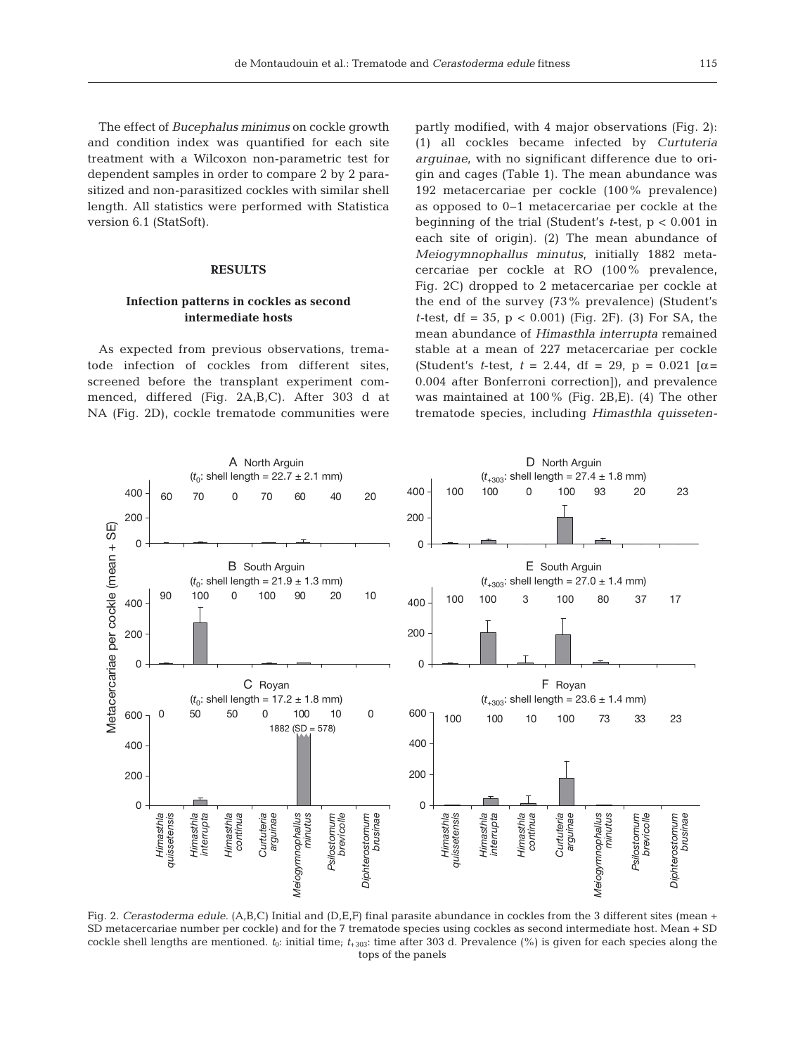The effect of *Bucephalus minimus* on cockle growth and condition index was quantified for each site treatment with a Wilcoxon non-parametric test for dependent samples in order to compare 2 by 2 parasitized and non-parasitized cockles with similar shell length. All statistics were performed with Statistica version 6.1 (StatSoft).

## RESULTS

### Infection patterns in cockles as second intermediate hosts

As expected from previous observations, trematode infection of cockles from different sites, screened before the transplant experiment commenced, differed (Fig. 2A,B,C). After 303 d at NA (Fig. 2D), cockle trematode communities were partly modified, with 4 major observations (Fig. 2): (1) all cockles became infected by *Curtuteria arguinae*, with no significant difference due to origin and cages (Table 1). The mean abundance was 192 metacercariae per cockle (100% prevalence) as opposed to 0–1 metacercariae per cockle at the beginning of the trial (Student's *t*-test, $p < 0.001$ in each site of origin). (2) The mean abundance of *Meiogymnophallus minutus*, initially 1882 metacercariae per cockle at RO (100% prevalence, Fig. 2C) dropped to 2 metacercariae per cockle at the end of the survey (73% prevalence) (Student's *t*-test, df = 35, $p < 0.001$) (Fig. 2F). (3) For SA, the mean abundance of *Himasthla interrupta* remained stable at a mean of 227 metacercariae per cockle (Student's *t*-test, $t = 2.44$, df = 29, $p = 0.021$ [$\alpha = 0.004$ after Bonferroni correction]), and prevalence was maintained at 100% (Fig. 2B,E). (4) The other trematode species, including *Himasthla quisseten-*

Fig. 2. *Cerastoderma edule*. (A,B,C) Initial and (D,E,F) final parasite abundance in cockles from the 3 different sites (mean + SD metacercariae number per cockle) and for the 7 trematode species using cockles as second intermediate host. Mean + SD cockle shell lengths are mentioned. $t_0$: initial time; $t_{+303}$: time after 303 d. Prevalence (%) is given for each species along the tops of the panels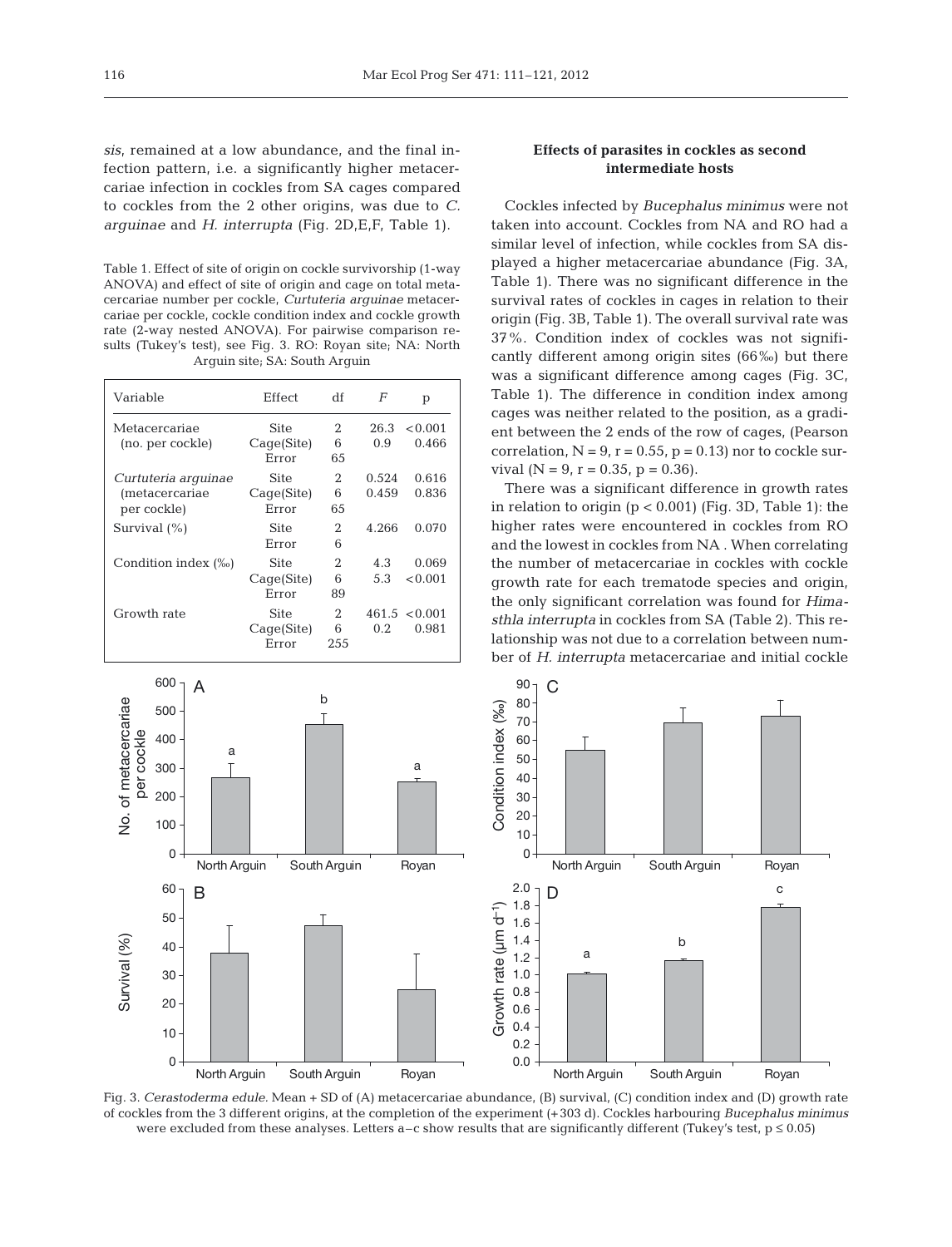*sis*, remained at a low abundance, and the final infection pattern, i.e. a significantly higher metacercariae infection in cockles from SA cages compared to cockles from the 2 other origins, was due to *C. arguinae* and *H. interrupta* (Fig. 2D,E,F, Table 1).

Table 1. Effect of site of origin on cockle survivorship (1-way ANOVA) and effect of site of origin and cage on total metacercariae number per cockle, *Curtuteria arguinae* metacercariae per cockle, cockle condition index and cockle growth rate (2-way nested ANOVA). For pairwise comparison results (Tukey's test), see Fig. 3. RO: Royan site; NA: North Arguin site; SA: South Arguin

| Variable | Effect | df | *F* | p |
|---|---|---|---|---|
| Metacercariae (no. per cockle) | Site | 2 | 26.3 | <0.001 |
| | Cage(Site) | 6 | 0.9 | 0.466 |
| | Error | 65 | | |
| *Curtuteria arguinae* (metacercariae per cockle) | Site | 2 | 0.524 | 0.616 |
| | Cage(Site) | 6 | 0.459 | 0.836 |
| | Error | 65 | | |
| Survival (%) | Site | 2 | 4.266 | 0.070 |
| | Error | 6 | | |
| Condition index (‰) | Site | 2 | 4.3 | 0.069 |
| | Cage(Site) | 6 | 5.3 | <0.001 |
| | Error | 89 | | |
| Growth rate | Site | 2 | 461.5 | <0.001 |
| | Cage(Site) | 6 | 0.2 | 0.981 |
| | Error | 255 | | |

### Effects of parasites in cockles as second intermediate hosts

Cockles infected by *Bucephalus minimus* were not taken into account. Cockles from NA and RO had a similar level of infection, while cockles from SA displayed a higher metacercariae abundance (Fig. 3A, Table 1). There was no significant difference in the survival rates of cockles in cages in relation to their origin (Fig. 3B, Table 1). The overall survival rate was 37%. Condition index of cockles was not significantly different among origin sites (66‰) but there was a significant difference among cages (Fig. 3C, Table 1). The difference in condition index among cages was neither related to the position, as a gradient between the 2 ends of the row of cages, (Pearson correlation, N = 9, r = 0.55, p = 0.13) nor to cockle survival (N = 9, r = 0.35, p = 0.36).

There was a significant difference in growth rates in relation to origin (p < 0.001) (Fig. 3D, Table 1): the higher rates were encountered in cockles from RO and the lowest in cockles from NA. When correlating the number of metacercariae in cockles with cockle growth rate for each trematode species and origin, the only significant correlation was found for *Himasthla interrupta* in cockles from SA (Table 2). This relationship was not due to a correlation between number of *H. interrupta* metacercariae and initial cockle

Fig. 3. *Cerastoderma edule*. Mean + SD of (A) metacercariae abundance, (B) survival, (C) condition index and (D) growth rate of cockles from the 3 different origins, at the completion of the experiment (+303 d). Cockles harbouring *Bucephalus minimus* were excluded from these analyses. Letters a–c show results that are significantly different (Tukey's test, p ≤ 0.05)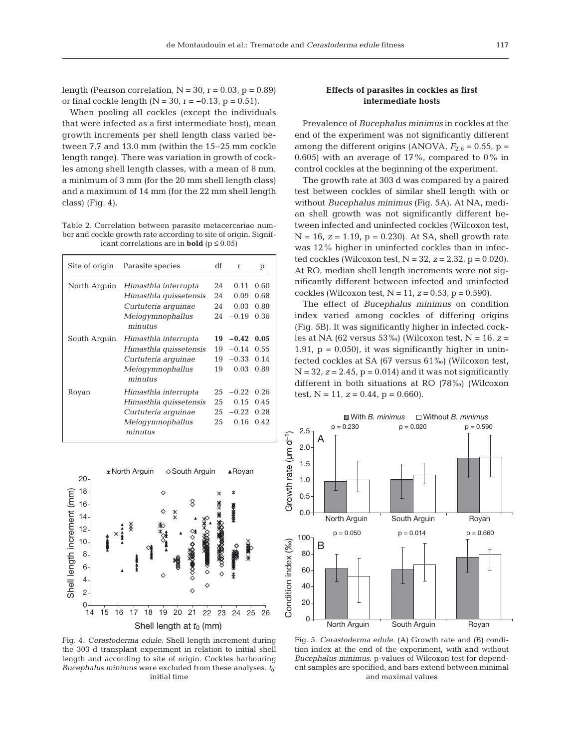length (Pearson correlation, N = 30, r = 0.03, p = 0.89) or final cockle length (N = 30, r = −0.13, p = 0.51).

When pooling all cockles (except the individuals that were infected as a first intermediate host), mean growth increments per shell length class varied between 7.7 and 13.0 mm (within the 15–25 mm cockle length range). There was variation in growth of cockles among shell length classes, with a mean of 8 mm, a minimum of 3 mm (for the 20 mm shell length class) and a maximum of 14 mm (for the 22 mm shell length class) (Fig. 4).

Table 2. Correlation between parasite metacercariae number and cockle growth rate according to site of origin. Significant correlations are in **bold** ($p \leq 0.05$)

| Site of origin | Parasite species | df | r | p |
|---|---|---|---|---|
| North Arguin | *Himasthla interrupta* | 24 | 0.11 | 0.60 |
| | *Himasthla quissetensis* | 24 | 0.09 | 0.68 |
| | *Curtuteria arguinae* | 24 | 0.03 | 0.88 |
| | *Meiogymnophallus minutus* | 24 | −0.19 | 0.36 |
| South Arguin | *Himasthla interrupta* | **19** | **−0.42** | **0.05** |
| | *Himasthla quissetensis* | 19 | −0.14 | 0.55 |
| | *Curtuteria arguinae* | 19 | −0.33 | 0.14 |
| | *Meiogymnophallus minutus* | 19 | 0.03 | 0.89 |
| Royan | *Himasthla interrupta* | 25 | −0.22 | 0.26 |
| | *Himasthla quissetensis* | 25 | 0.15 | 0.45 |
| | *Curtuteria arguinae* | 25 | −0.22 | 0.28 |
| | *Meiogymnophallus minutus* | 25 | 0.16 | 0.42 |

Fig. 4. *Cerastoderma edule*. Shell length increment during the 303 d transplant experiment in relation to initial shell length and according to site of origin. Cockles harbouring *Bucephalus minimus* were excluded from these analyses. $t_0$: initial time

### Effects of parasites in cockles as first intermediate hosts

Prevalence of *Bucephalus minimus* in cockles at the end of the experiment was not significantly different among the different origins (ANOVA, $F_{2,6} = 0.55$, p = 0.605) with an average of 17%, compared to 0% in control cockles at the beginning of the experiment.

The growth rate at 303 d was compared by a paired test between cockles of similar shell length with or without *Bucephalus minimus* (Fig. 5A). At NA, median shell growth was not significantly different between infected and uninfected cockles (Wilcoxon test, N = 16, $z$ = 1.19, p = 0.230). At SA, shell growth rate was 12% higher in uninfected cockles than in infected cockles (Wilcoxon test, N = 32, $z$ = 2.32, p = 0.020). At RO, median shell length increments were not significantly different between infected and uninfected cockles (Wilcoxon test, N = 11, $z$ = 0.53, p = 0.590).

The effect of *Bucephalus minimus* on condition index varied among cockles of differing origins (Fig. 5B). It was significantly higher in infected cockles at NA (62 versus 53‰) (Wilcoxon test, N = 16, $z$ = 1.91, p = 0.050), it was significantly higher in uninfected cockles at SA (67 versus 61‰) (Wilcoxon test, N = 32, $z$ = 2.45, p = 0.014) and it was not significantly different in both situations at RO (78‰) (Wilcoxon test, N = 11, $z$ = 0.44, p = 0.660).

Fig. 5. *Cerastoderma edule*. (A) Growth rate and (B) condition index at the end of the experiment, with and without *Bucephalus minimus*. p-values of Wilcoxon test for dependent samples are specified, and bars extend between minimal and maximal values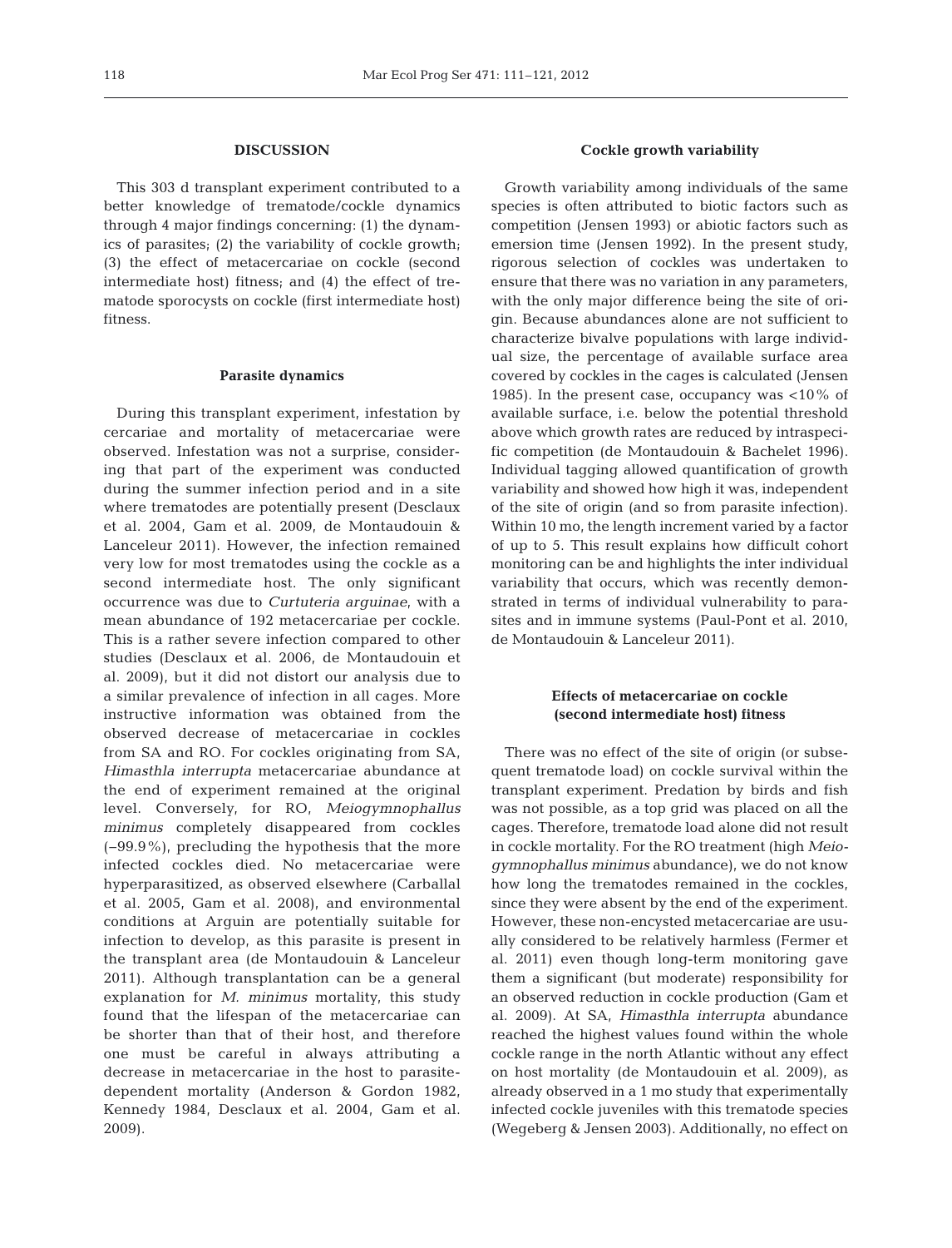## DISCUSSION

This 303 d transplant experiment contributed to a better knowledge of trematode/cockle dynamics through 4 major findings concerning: (1) the dynamics of parasites; (2) the variability of cockle growth; (3) the effect of metacercariae on cockle (second intermediate host) fitness; and (4) the effect of trematode sporocysts on cockle (first intermediate host) fitness.

### Parasite dynamics

During this transplant experiment, infestation by cercariae and mortality of metacercariae were observed. Infestation was not a surprise, considering that part of the experiment was conducted during the summer infection period and in a site where trematodes are potentially present (Desclaux et al. 2004, Gam et al. 2009, de Montaudouin & Lanceleur 2011). However, the infection remained very low for most trematodes using the cockle as a second intermediate host. The only significant occurrence was due to *Curtuteria arguinae*, with a mean abundance of 192 metacercariae per cockle. This is a rather severe infection compared to other studies (Desclaux et al. 2006, de Montaudouin et al. 2009), but it did not distort our analysis due to a similar prevalence of infection in all cages. More instructive information was obtained from the observed decrease of metacercariae in cockles from SA and RO. For cockles originating from SA, *Himasthla interrupta* metacercariae abundance at the end of experiment remained at the original level. Conversely, for RO, *Meiogymnophallus minimus* completely disappeared from cockles (−99.9%), precluding the hypothesis that the more infected cockles died. No metacercariae were hyperparasitized, as observed elsewhere (Carballal et al. 2005, Gam et al. 2008), and environmental conditions at Arguin are potentially suitable for infection to develop, as this parasite is present in the transplant area (de Montaudouin & Lanceleur 2011). Although transplantation can be a general explanation for *M. minimus* mortality, this study found that the lifespan of the metacercariae can be shorter than that of their host, and therefore one must be careful in always attributing a decrease in metacercariae in the host to parasite-dependent mortality (Anderson & Gordon 1982, Kennedy 1984, Desclaux et al. 2004, Gam et al. 2009).

### Cockle growth variability

Growth variability among individuals of the same species is often attributed to biotic factors such as competition (Jensen 1993) or abiotic factors such as emersion time (Jensen 1992). In the present study, rigorous selection of cockles was undertaken to ensure that there was no variation in any parameters, with the only major difference being the site of origin. Because abundances alone are not sufficient to characterize bivalve populations with large individual size, the percentage of available surface area covered by cockles in the cages is calculated (Jensen 1985). In the present case, occupancy was <10% of available surface, i.e. below the potential threshold above which growth rates are reduced by intraspecific competition (de Montaudouin & Bachelet 1996). Individual tagging allowed quantification of growth variability and showed how high it was, independent of the site of origin (and so from parasite infection). Within 10 mo, the length increment varied by a factor of up to 5. This result explains how difficult cohort monitoring can be and highlights the inter individual variability that occurs, which was recently demonstrated in terms of individual vulnerability to parasites and in immune systems (Paul-Pont et al. 2010, de Montaudouin & Lanceleur 2011).

### Effects of metacercariae on cockle (second intermediate host) fitness

There was no effect of the site of origin (or subsequent trematode load) on cockle survival within the transplant experiment. Predation by birds and fish was not possible, as a top grid was placed on all the cages. Therefore, trematode load alone did not result in cockle mortality. For the RO treatment (high *Meiogymnophallus minimus* abundance), we do not know how long the trematodes remained in the cockles, since they were absent by the end of the experiment. However, these non-encysted metacercariae are usually considered to be relatively harmless (Fermer et al. 2011) even though long-term monitoring gave them a significant (but moderate) responsibility for an observed reduction in cockle production (Gam et al. 2009). At SA, *Himasthla interrupta* abundance reached the highest values found within the whole cockle range in the north Atlantic without any effect on host mortality (de Montaudouin et al. 2009), as already observed in a 1 mo study that experimentally infected cockle juveniles with this trematode species (Wegeberg & Jensen 2003). Additionally, no effect on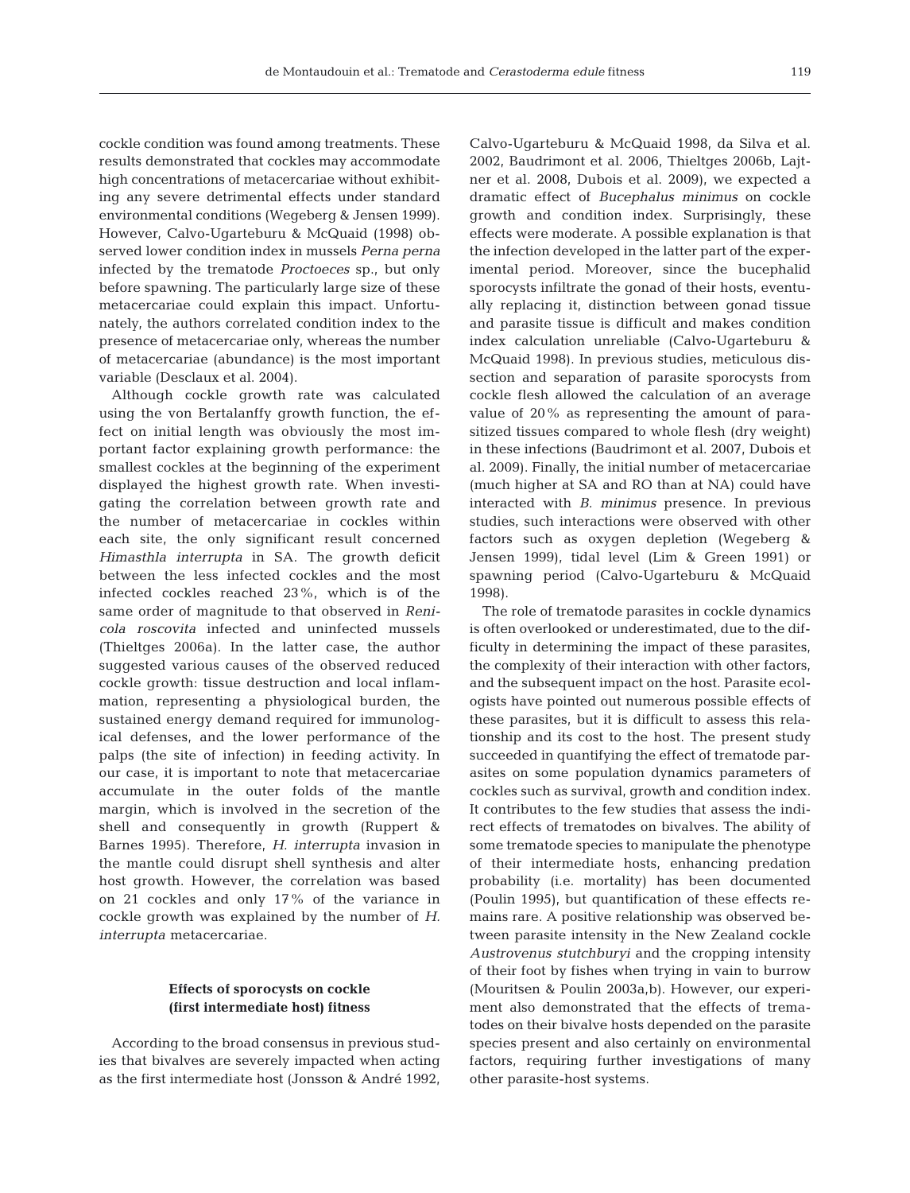cockle condition was found among treatments. These results demonstrated that cockles may accommodate high concentrations of metacercariae without exhibiting any severe detrimental effects under standard environmental conditions (Wegeberg & Jensen 1999). However, Calvo-Ugarteburu & McQuaid (1998) observed lower condition index in mussels *Perna perna* infected by the trematode *Proctoeces* sp., but only before spawning. The particularly large size of these metacercariae could explain this impact. Unfortunately, the authors correlated condition index to the presence of metacercariae only, whereas the number of metacercariae (abundance) is the most important variable (Desclaux et al. 2004).

Although cockle growth rate was calculated using the von Bertalanffy growth function, the effect on initial length was obviously the most important factor explaining growth performance: the smallest cockles at the beginning of the experiment displayed the highest growth rate. When investigating the correlation between growth rate and the number of metacercariae in cockles within each site, the only significant result concerned *Himasthla interrupta* in SA. The growth deficit between the less infected cockles and the most infected cockles reached 23%, which is of the same order of magnitude to that observed in *Renicola roscovita* infected and uninfected mussels (Thieltges 2006a). In the latter case, the author suggested various causes of the observed reduced cockle growth: tissue destruction and local inflammation, representing a physiological burden, the sustained energy demand required for immunological defenses, and the lower performance of the palps (the site of infection) in feeding activity. In our case, it is important to note that metacercariae accumulate in the outer folds of the mantle margin, which is involved in the secretion of the shell and consequently in growth (Ruppert & Barnes 1995). Therefore, *H. interrupta* invasion in the mantle could disrupt shell synthesis and alter host growth. However, the correlation was based on 21 cockles and only 17% of the variance in cockle growth was explained by the number of *H. interrupta* metacercariae.

### Effects of sporocysts on cockle (first intermediate host) fitness

According to the broad consensus in previous studies that bivalves are severely impacted when acting as the first intermediate host (Jonsson & André 1992, Calvo-Ugarteburu & McQuaid 1998, da Silva et al. 2002, Baudrimont et al. 2006, Thieltges 2006b, Lajtner et al. 2008, Dubois et al. 2009), we expected a dramatic effect of *Bucephalus minimus* on cockle growth and condition index. Surprisingly, these effects were moderate. A possible explanation is that the infection developed in the latter part of the experimental period. Moreover, since the bucephalid sporocysts infiltrate the gonad of their hosts, eventually replacing it, distinction between gonad tissue and parasite tissue is difficult and makes condition index calculation unreliable (Calvo-Ugarteburu & McQuaid 1998). In previous studies, meticulous dissection and separation of parasite sporocysts from cockle flesh allowed the calculation of an average value of 20% as representing the amount of parasitized tissues compared to whole flesh (dry weight) in these infections (Baudrimont et al. 2007, Dubois et al. 2009). Finally, the initial number of metacercariae (much higher at SA and RO than at NA) could have interacted with *B. minimus* presence. In previous studies, such interactions were observed with other factors such as oxygen depletion (Wegeberg & Jensen 1999), tidal level (Lim & Green 1991) or spawning period (Calvo-Ugarteburu & McQuaid 1998).

The role of trematode parasites in cockle dynamics is often overlooked or underestimated, due to the difficulty in determining the impact of these parasites, the complexity of their interaction with other factors, and the subsequent impact on the host. Parasite ecologists have pointed out numerous possible effects of these parasites, but it is difficult to assess this relationship and its cost to the host. The present study succeeded in quantifying the effect of trematode parasites on some population dynamics parameters of cockles such as survival, growth and condition index. It contributes to the few studies that assess the indirect effects of trematodes on bivalves. The ability of some trematode species to manipulate the phenotype of their intermediate hosts, enhancing predation probability (i.e. mortality) has been documented (Poulin 1995), but quantification of these effects remains rare. A positive relationship was observed between parasite intensity in the New Zealand cockle *Austrovenus stutchburyi* and the cropping intensity of their foot by fishes when trying in vain to burrow (Mouritsen & Poulin 2003a,b). However, our experiment also demonstrated that the effects of trematodes on their bivalve hosts depended on the parasite species present and also certainly on environmental factors, requiring further investigations of many other parasite-host systems.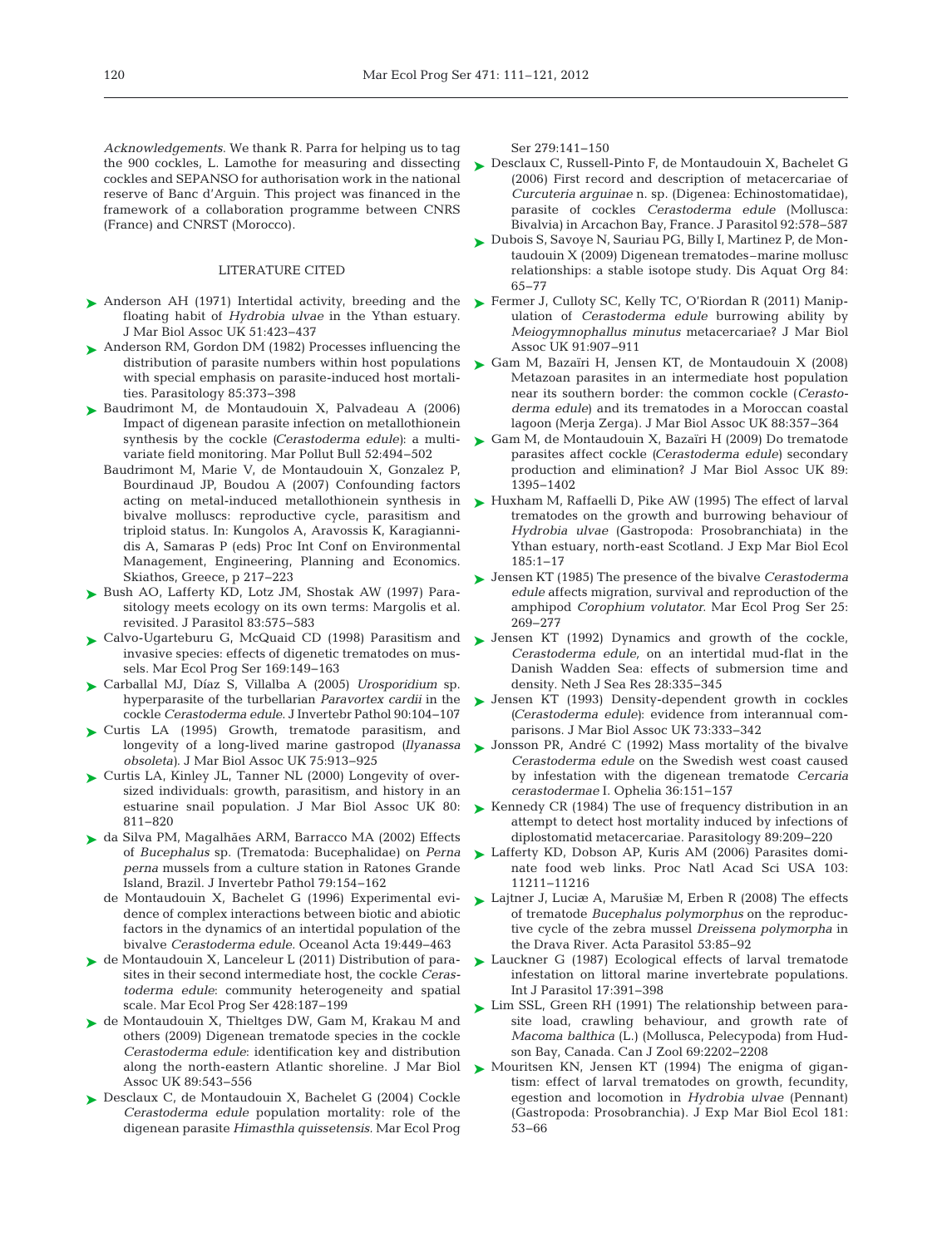*Acknowledgements.* We thank R. Parra for helping us to tag the 900 cockles, L. Lamothe for measuring and dissecting cockles and SEPANSO for authorisation work in the national reserve of Banc d'Arguin. This project was financed in the framework of a collaboration programme between CNRS (France) and CNRST (Morocco).

## LITERATURE CITED

- Anderson AH (1971) Intertidal activity, breeding and the floating habit of *Hydrobia ulvae* in the Ythan estuary. J Mar Biol Assoc UK 51:423–437
- Anderson RM, Gordon DM (1982) Processes influencing the distribution of parasite numbers within host populations with special emphasis on parasite-induced host mortalities. Parasitology 85:373–398
- Baudrimont M, de Montaudouin X, Palvadeau A (2006) Impact of digenean parasite infection on metallothionein synthesis by the cockle (*Cerastoderma edule*): a multivariate field monitoring. Mar Pollut Bull 52:494–502
- Baudrimont M, Marie V, de Montaudouin X, Gonzalez P, Bourdinaud JP, Boudou A (2007) Confounding factors acting on metal-induced metallothionein synthesis in bivalve molluscs: reproductive cycle, parasitism and triploid status. In: Kungolos A, Aravossis K, Karagiannidis A, Samaras P (eds) Proc Int Conf on Environmental Management, Engineering, Planning and Economics. Skiathos, Greece, p 217–223
- Bush AO, Lafferty KD, Lotz JM, Shostak AW (1997) Parasitology meets ecology on its own terms: Margolis et al. revisited. J Parasitol 83:575–583
- Calvo-Ugarteburu G, McQuaid CD (1998) Parasitism and invasive species: effects of digenetic trematodes on mussels. Mar Ecol Prog Ser 169:149–163
- Carballal MJ, Díaz S, Villalba A (2005) *Urosporidium* sp. hyperparasite of the turbellarian *Paravortex cardii* in the cockle *Cerastoderma edule*. J Invertebr Pathol 90:104–107
- Curtis LA (1995) Growth, trematode parasitism, and longevity of a long-lived marine gastropod (*Ilyanassa obsoleta*). J Mar Biol Assoc UK 75:913–925
- Curtis LA, Kinley JL, Tanner NL (2000) Longevity of oversized individuals: growth, parasitism, and history in an estuarine snail population. J Mar Biol Assoc UK 80: 811–820
- da Silva PM, Magalhães ARM, Barracco MA (2002) Effects of *Bucephalus* sp. (Trematoda: Bucephalidae) on *Perna perna* mussels from a culture station in Ratones Grande Island, Brazil. J Invertebr Pathol 79:154–162
- de Montaudouin X, Bachelet G (1996) Experimental evidence of complex interactions between biotic and abiotic factors in the dynamics of an intertidal population of the bivalve *Cerastoderma edule*. Oceanol Acta 19:449–463
- de Montaudouin X, Lanceleur L (2011) Distribution of parasites in their second intermediate host, the cockle *Cerastoderma edule*: community heterogeneity and spatial scale. Mar Ecol Prog Ser 428:187–199
- de Montaudouin X, Thieltges DW, Gam M, Krakau M and others (2009) Digenean trematode species in the cockle *Cerastoderma edule*: identification key and distribution along the north-eastern Atlantic shoreline. J Mar Biol Assoc UK 89:543–556
- Desclaux C, de Montaudouin X, Bachelet G (2004) Cockle *Cerastoderma edule* population mortality: role of the digenean parasite *Himasthla quissetensis*. Mar Ecol Prog Ser 279:141–150
- Desclaux C, Russell-Pinto F, de Montaudouin X, Bachelet G (2006) First record and description of metacercariae of *Curcuteria arguinae* n. sp. (Digenea: Echinostomatidae), parasite of cockles *Cerastoderma edule* (Mollusca: Bivalvia) in Arcachon Bay, France. J Parasitol 92:578–587
- Dubois S, Savoye N, Sauriau PG, Billy I, Martinez P, de Montaudouin X (2009) Digenean trematodes–marine mollusc relationships: a stable isotope study. Dis Aquat Org 84: 65–77
- Fermer J, Culloty SC, Kelly TC, O'Riordan R (2011) Manipulation of *Cerastoderma edule* burrowing ability by *Meiogymnophallus minutus* metacercariae? J Mar Biol Assoc UK 91:907–911
- Gam M, Bazaïri H, Jensen KT, de Montaudouin X (2008) Metazoan parasites in an intermediate host population near its southern border: the common cockle (*Cerastoderma edule*) and its trematodes in a Moroccan coastal lagoon (Merja Zerga). J Mar Biol Assoc UK 88:357–364
- Gam M, de Montaudouin X, Bazaïri H (2009) Do trematode parasites affect cockle (*Cerastoderma edule*) secondary production and elimination? J Mar Biol Assoc UK 89: 1395–1402
- Huxham M, Raffaelli D, Pike AW (1995) The effect of larval trematodes on the growth and burrowing behaviour of *Hydrobia ulvae* (Gastropoda: Prosobranchiata) in the Ythan estuary, north-east Scotland. J Exp Mar Biol Ecol 185:1–17
- Jensen KT (1985) The presence of the bivalve *Cerastoderma edule* affects migration, survival and reproduction of the amphipod *Corophium volutator*. Mar Ecol Prog Ser 25: 269–277
- Jensen KT (1992) Dynamics and growth of the cockle, *Cerastoderma edule*, on an intertidal mud-flat in the Danish Wadden Sea: effects of submersion time and density. Neth J Sea Res 28:335–345
- Jensen KT (1993) Density-dependent growth in cockles (*Cerastoderma edule*): evidence from interannual comparisons. J Mar Biol Assoc UK 73:333–342
- Jonsson PR, André C (1992) Mass mortality of the bivalve *Cerastoderma edule* on the Swedish west coast caused by infestation with the digenean trematode *Cercaria cerastodermae* I. Ophelia 36:151–157
- Kennedy CR (1984) The use of frequency distribution in an attempt to detect host mortality induced by infections of diplostomatid metacercariae. Parasitology 89:209–220
- Lafferty KD, Dobson AP, Kuris AM (2006) Parasites dominate food web links. Proc Natl Acad Sci USA 103: 11211–11216
- Lajtner J, Luciæ A, Marušiæ M, Erben R (2008) The effects of trematode *Bucephalus polymorphus* on the reproductive cycle of the zebra mussel *Dreissena polymorpha* in the Drava River. Acta Parasitol 53:85–92
- Lauckner G (1987) Ecological effects of larval trematode infestation on littoral marine invertebrate populations. Int J Parasitol 17:391–398
- Lim SSL, Green RH (1991) The relationship between parasite load, crawling behaviour, and growth rate of *Macoma balthica* (L.) (Mollusca, Pelecypoda) from Hudson Bay, Canada. Can J Zool 69:2202–2208
- Mouritsen KN, Jensen KT (1994) The enigma of gigantism: effect of larval trematodes on growth, fecundity, egestion and locomotion in *Hydrobia ulvae* (Pennant) (Gastropoda: Prosobranchia). J Exp Mar Biol Ecol 181: 53–66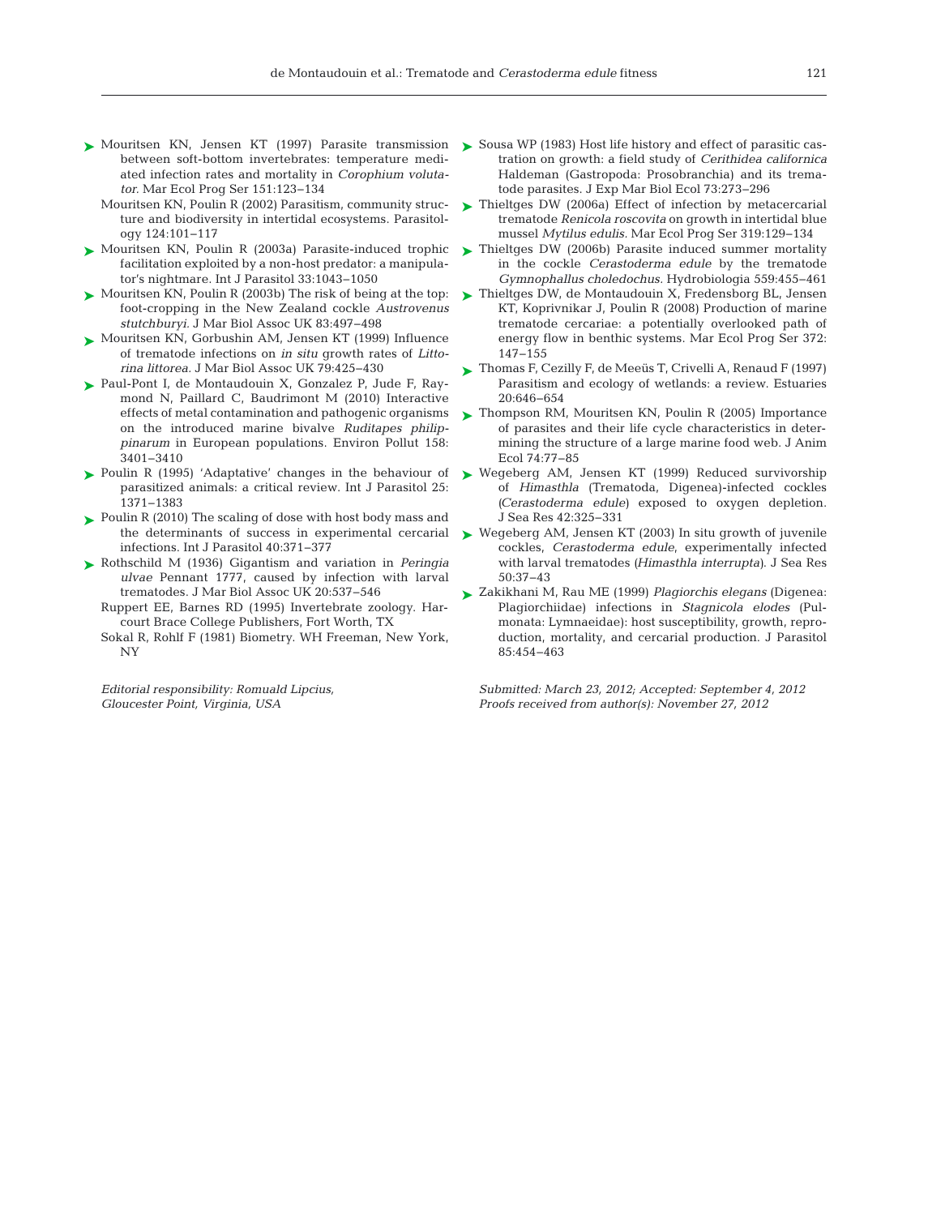Mouritsen KN, Jensen KT (1997) Parasite transmission between soft-bottom invertebrates: temperature mediated infection rates and mortality in *Corophium volutator*. Mar Ecol Prog Ser 151:123–134

Mouritsen KN, Poulin R (2002) Parasitism, community structure and biodiversity in intertidal ecosystems. Parasitology 124:101–117

Mouritsen KN, Poulin R (2003a) Parasite-induced trophic facilitation exploited by a non-host predator: a manipulator's nightmare. Int J Parasitol 33:1043–1050

Mouritsen KN, Poulin R (2003b) The risk of being at the top: foot-cropping in the New Zealand cockle *Austrovenus stutchburyi*. J Mar Biol Assoc UK 83:497–498

Mouritsen KN, Gorbushin AM, Jensen KT (1999) Influence of trematode infections on *in situ* growth rates of *Littorina littorea*. J Mar Biol Assoc UK 79:425–430

Paul-Pont I, de Montaudouin X, Gonzalez P, Jude F, Raymond N, Paillard C, Baudrimont M (2010) Interactive effects of metal contamination and pathogenic organisms on the introduced marine bivalve *Ruditapes philippinarum* in European populations. Environ Pollut 158: 3401–3410

Poulin R (1995) 'Adaptative' changes in the behaviour of parasitized animals: a critical review. Int J Parasitol 25: 1371–1383

Poulin R (2010) The scaling of dose with host body mass and the determinants of success in experimental cercarial infections. Int J Parasitol 40:371–377

Rothschild M (1936) Gigantism and variation in *Peringia ulvae* Pennant 1777, caused by infection with larval trematodes. J Mar Biol Assoc UK 20:537–546

Ruppert EE, Barnes RD (1995) Invertebrate zoology. Harcourt Brace College Publishers, Fort Worth, TX

Sokal R, Rohlf F (1981) Biometry. WH Freeman, New York, NY

Sousa WP (1983) Host life history and effect of parasitic castration on growth: a field study of *Cerithidea californica* Haldeman (Gastropoda: Prosobranchia) and its trematode parasites. J Exp Mar Biol Ecol 73:273–296

Thieltges DW (2006a) Effect of infection by metacercarial trematode *Renicola roscovita* on growth in intertidal blue mussel *Mytilus edulis*. Mar Ecol Prog Ser 319:129–134

Thieltges DW (2006b) Parasite induced summer mortality in the cockle *Cerastoderma edule* by the trematode *Gymnophallus choledochus*. Hydrobiologia 559:455–461

Thieltges DW, de Montaudouin X, Fredensborg BL, Jensen KT, Koprivnikar J, Poulin R (2008) Production of marine trematode cercariae: a potentially overlooked path of energy flow in benthic systems. Mar Ecol Prog Ser 372: 147–155

Thomas F, Cezilly F, de Meeüs T, Crivelli A, Renaud F (1997) Parasitism and ecology of wetlands: a review. Estuaries 20:646–654

Thompson RM, Mouritsen KN, Poulin R (2005) Importance of parasites and their life cycle characteristics in determining the structure of a large marine food web. J Anim Ecol 74:77–85

Wegeberg AM, Jensen KT (1999) Reduced survivorship of *Himasthla* (Trematoda, Digenea)-infected cockles (*Cerastoderma edule*) exposed to oxygen depletion. J Sea Res 42:325–331

Wegeberg AM, Jensen KT (2003) In situ growth of juvenile cockles, *Cerastoderma edule*, experimentally infected with larval trematodes (*Himasthla interrupta*). J Sea Res 50:37–43

Zakikhani M, Rau ME (1999) *Plagiorchis elegans* (Digenea: Plagiorchiidae) infections in *Stagnicola elodes* (Pulmonata: Lymnaeidae): host susceptibility, growth, reproduction, mortality, and cercarial production. J Parasitol 85:454–463

*Editorial responsibility: Romuald Lipcius, Gloucester Point, Virginia, USA*

*Submitted: March 23, 2012; Accepted: September 4, 2012*
*Proofs received from author(s): November 27, 2012*